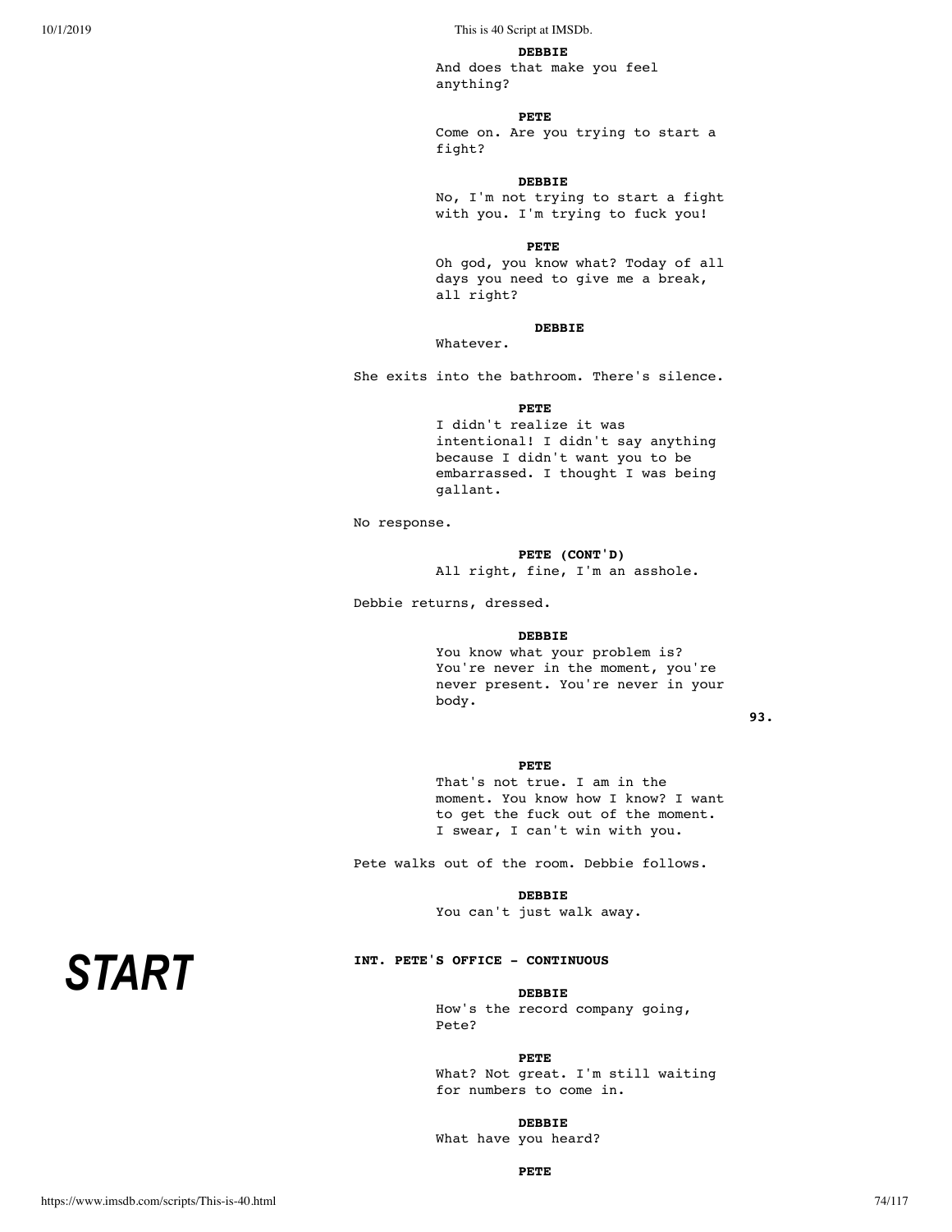**DEBBIE**
And does that make you feel anything?

**PETE**
Come on. Are you trying to start a fight?

**DEBBIE**
No, I'm not trying to start a fight with you. I'm trying to fuck you!

**PETE**
Oh god, you know what? Today of all days you need to give me a break, all right?

**DEBBIE**
Whatever.

She exits into the bathroom. There's silence.

**PETE**
I didn't realize it was intentional! I didn't say anything because I didn't want you to be embarrassed. I thought I was being gallant.

No response.

**PETE (CONT'D)**
All right, fine, I'm an asshole.

Debbie returns, dressed.

**DEBBIE**
You know what your problem is? You're never in the moment, you're never present. You're never in your body.

**PETE**
That's not true. I am in the moment. You know how I know? I want to get the fuck out of the moment. I swear, I can't win with you.

Pete walks out of the room. Debbie follows.

**DEBBIE**
You can't just walk away.

***START***

**INT. PETE'S OFFICE - CONTINUOUS**

**DEBBIE**
How's the record company going, Pete?

**PETE**
What? Not great. I'm still waiting for numbers to come in.

**DEBBIE**
What have you heard?

**PETE**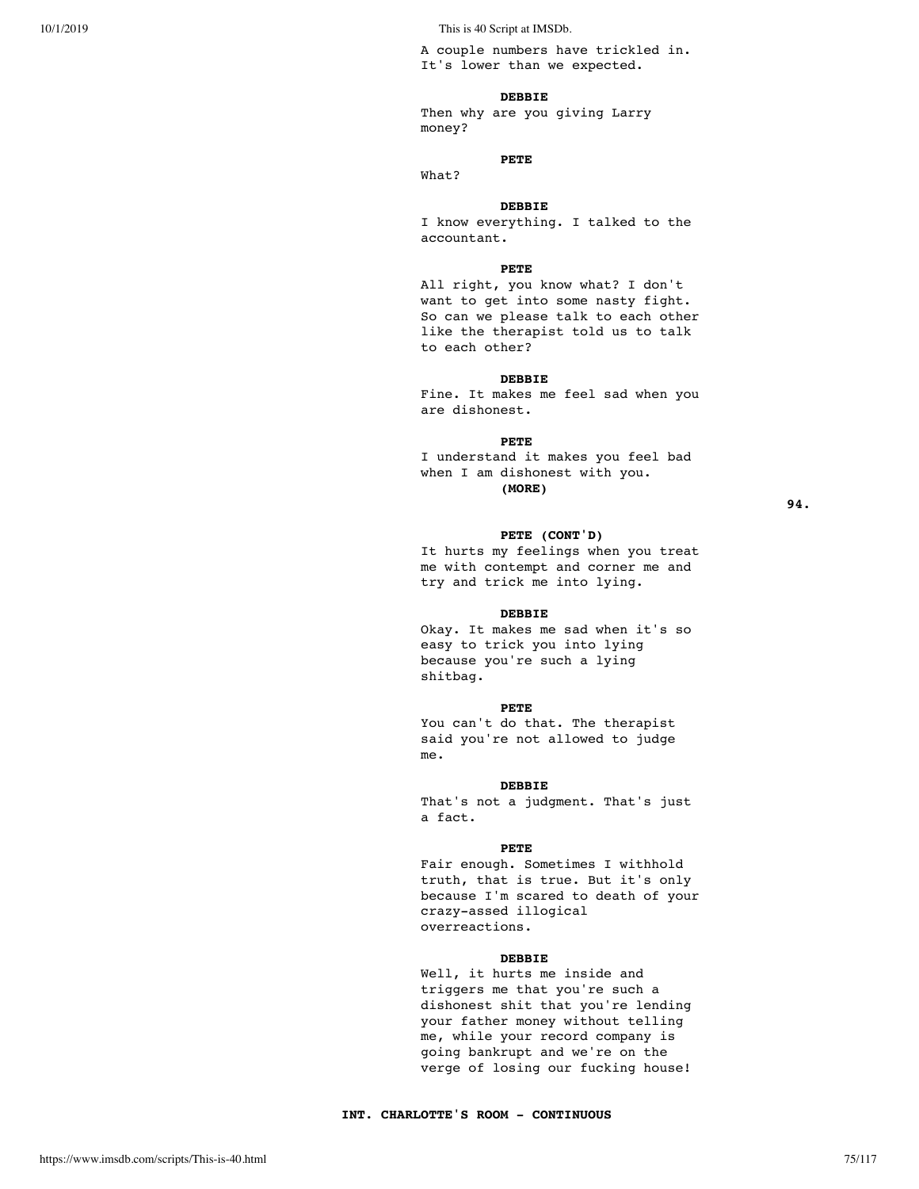A couple numbers have trickled in. It's lower than we expected.

**DEBBIE**

Then why are you giving Larry money?

**PETE**

What?

**DEBBIE**

I know everything. I talked to the accountant.

**PETE**

All right, you know what? I don't want to get into some nasty fight. So can we please talk to each other like the therapist told us to talk to each other?

**DEBBIE**

Fine. It makes me feel sad when you are dishonest.

**PETE**

I understand it makes you feel bad when I am dishonest with you.
**(MORE)**

**PETE (CONT'D)**

It hurts my feelings when you treat me with contempt and corner me and try and trick me into lying.

**DEBBIE**

Okay. It makes me sad when it's so easy to trick you into lying because you're such a lying shitbag.

**PETE**

You can't do that. The therapist said you're not allowed to judge me.

**DEBBIE**

That's not a judgment. That's just a fact.

**PETE**

Fair enough. Sometimes I withhold truth, that is true. But it's only because I'm scared to death of your crazy-assed illogical overreactions.

**DEBBIE**

Well, it hurts me inside and triggers me that you're such a dishonest shit that you're lending your father money without telling me, while your record company is going bankrupt and we're on the verge of losing our fucking house!

**INT. CHARLOTTE'S ROOM - CONTINUOUS**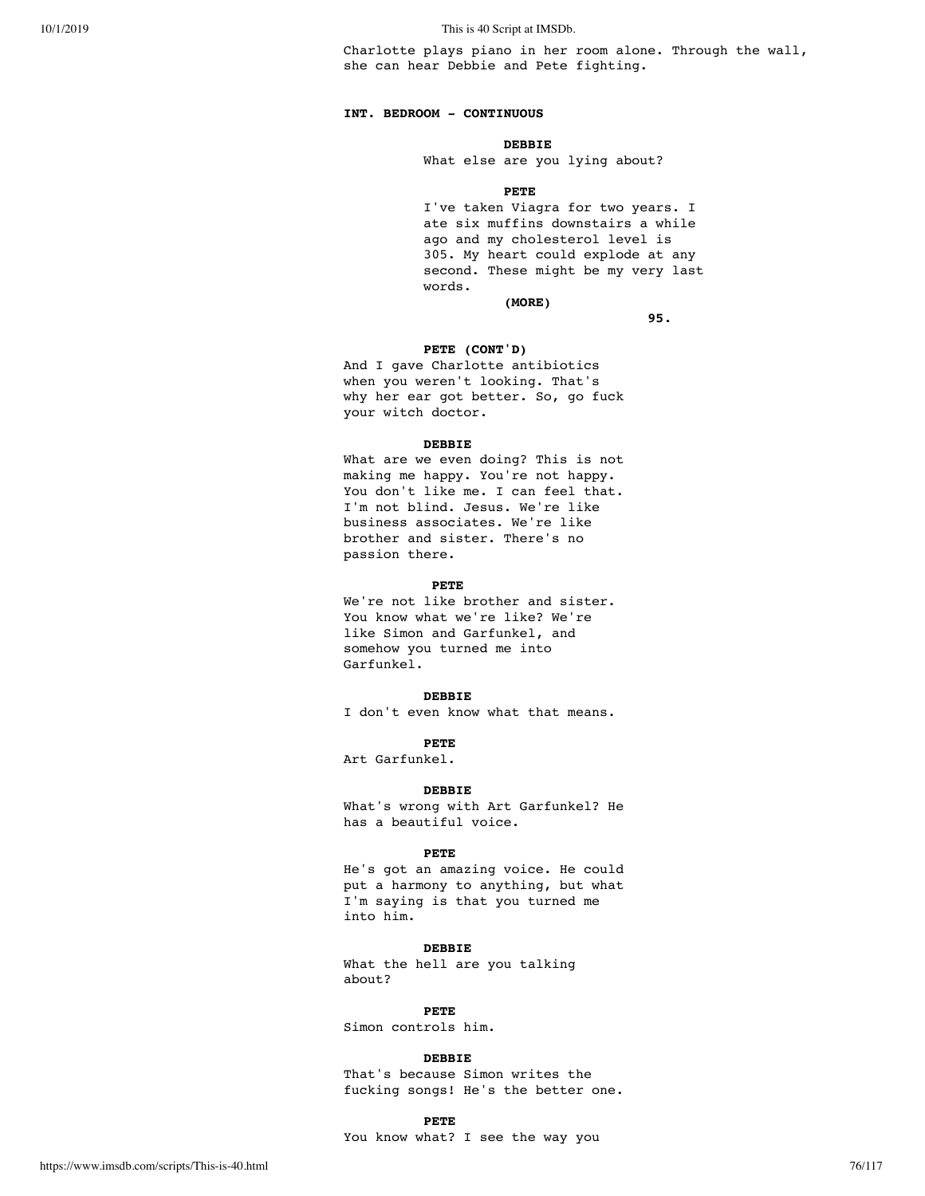Charlotte plays piano in her room alone. Through the wall, she can hear Debbie and Pete fighting.

**INT. BEDROOM - CONTINUOUS**

**DEBBIE**
What else are you lying about?

**PETE**
I've taken Viagra for two years. I ate six muffins downstairs a while ago and my cholesterol level is 305. My heart could explode at any second. These might be my very last words.
**(MORE)**

**PETE (CONT'D)**
And I gave Charlotte antibiotics when you weren't looking. That's why her ear got better. So, go fuck your witch doctor.

**DEBBIE**
What are we even doing? This is not making me happy. You're not happy. You don't like me. I can feel that. I'm not blind. Jesus. We're like business associates. We're like brother and sister. There's no passion there.

**PETE**
We're not like brother and sister. You know what we're like? We're like Simon and Garfunkel, and somehow you turned me into Garfunkel.

**DEBBIE**
I don't even know what that means.

**PETE**
Art Garfunkel.

**DEBBIE**
What's wrong with Art Garfunkel? He has a beautiful voice.

**PETE**
He's got an amazing voice. He could put a harmony to anything, but what I'm saying is that you turned me into him.

**DEBBIE**
What the hell are you talking about?

**PETE**
Simon controls him.

**DEBBIE**
That's because Simon writes the fucking songs! He's the better one.

**PETE**
You know what? I see the way you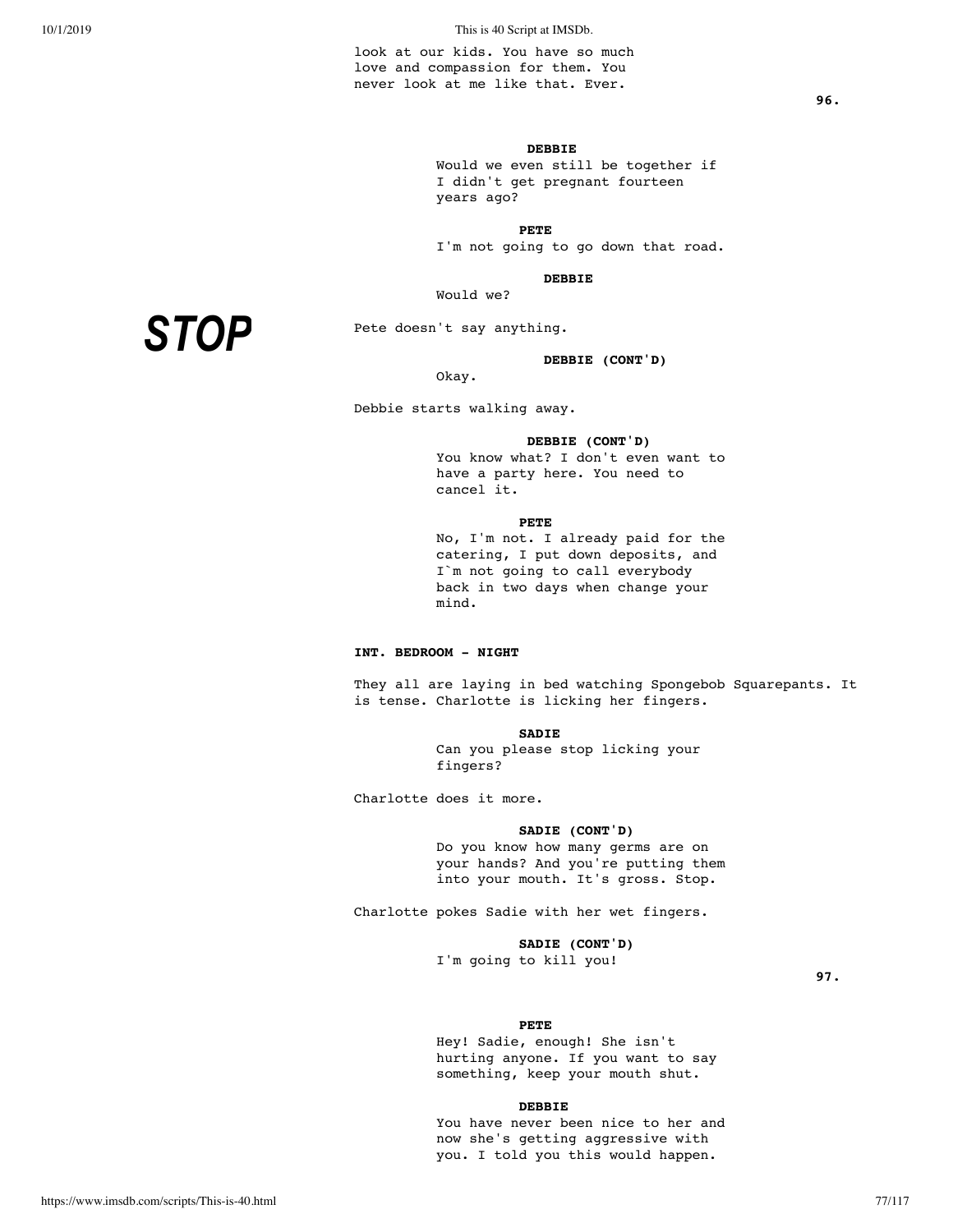look at our kids. You have so much love and compassion for them. You never look at me like that. Ever.

**DEBBIE**
Would we even still be together if I didn't get pregnant fourteen years ago?

**PETE**
I'm not going to go down that road.

**DEBBIE**
Would we?

*STOP*

Pete doesn't say anything.

**DEBBIE (CONT'D)**
Okay.

Debbie starts walking away.

**DEBBIE (CONT'D)**
You know what? I don't even want to have a party here. You need to cancel it.

**PETE**
No, I'm not. I already paid for the catering, I put down deposits, and I`m not going to call everybody back in two days when change your mind.

**INT. BEDROOM - NIGHT**

They all are laying in bed watching Spongebob Squarepants. It is tense. Charlotte is licking her fingers.

**SADIE**
Can you please stop licking your fingers?

Charlotte does it more.

**SADIE (CONT'D)**
Do you know how many germs are on your hands? And you're putting them into your mouth. It's gross. Stop.

Charlotte pokes Sadie with her wet fingers.

**SADIE (CONT'D)**
I'm going to kill you!

**PETE**
Hey! Sadie, enough! She isn't hurting anyone. If you want to say something, keep your mouth shut.

**DEBBIE**
You have never been nice to her and now she's getting aggressive with you. I told you this would happen.